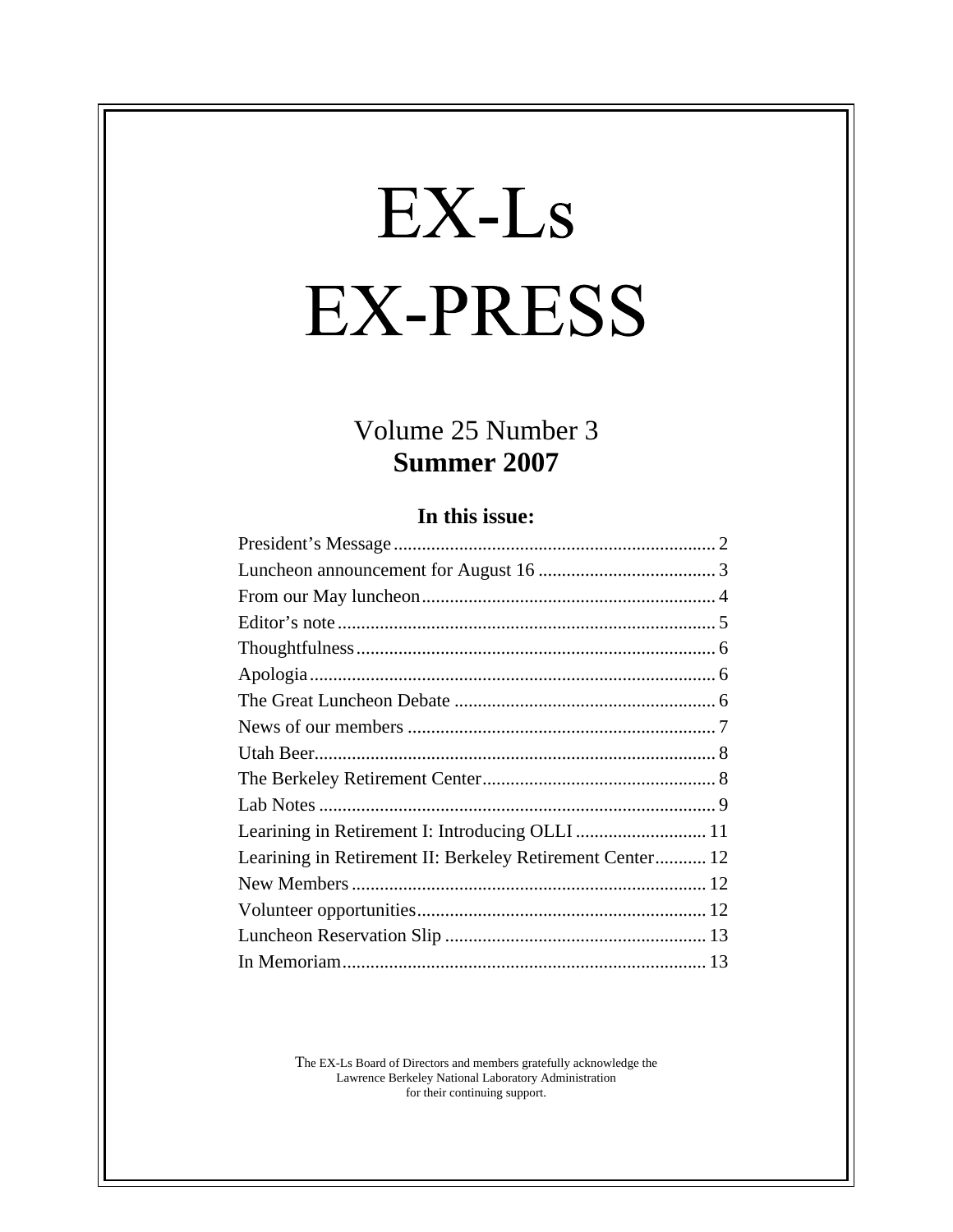# EX-Ls EX-PRESS

Volume 25 Number 3
**Summer 2007**

### In this issue:

| | |
|---|---|
| President's Message | 2 |
| Luncheon announcement for August 16 | 3 |
| From our May luncheon | 4 |
| Editor's note | 5 |
| Thoughtfulness | 6 |
| Apologia | 6 |
| The Great Luncheon Debate | 6 |
| News of our members | 7 |
| Utah Beer | 8 |
| The Berkeley Retirement Center | 8 |
| Lab Notes | 9 |
| Learining in Retirement I: Introducing OLLI | 11 |
| Learining in Retirement II: Berkeley Retirement Center | 12 |
| New Members | 12 |
| Volunteer opportunities | 12 |
| Luncheon Reservation Slip | 13 |
| In Memoriam | 13 |

The EX-Ls Board of Directors and members gratefully acknowledge the Lawrence Berkeley National Laboratory Administration for their continuing support.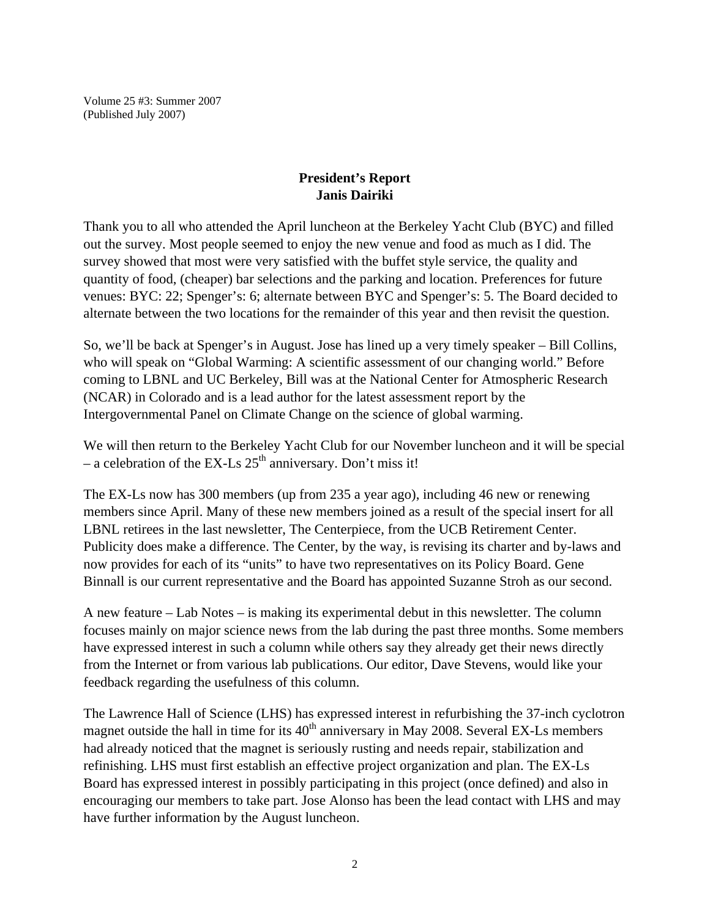Volume 25 #3: Summer 2007
(Published July 2007)

## President's Report
## Janis Dairiki

Thank you to all who attended the April luncheon at the Berkeley Yacht Club (BYC) and filled out the survey. Most people seemed to enjoy the new venue and food as much as I did. The survey showed that most were very satisfied with the buffet style service, the quality and quantity of food, (cheaper) bar selections and the parking and location. Preferences for future venues: BYC: 22; Spenger's: 6; alternate between BYC and Spenger's: 5. The Board decided to alternate between the two locations for the remainder of this year and then revisit the question.

So, we'll be back at Spenger's in August. Jose has lined up a very timely speaker – Bill Collins, who will speak on "Global Warming: A scientific assessment of our changing world." Before coming to LBNL and UC Berkeley, Bill was at the National Center for Atmospheric Research (NCAR) in Colorado and is a lead author for the latest assessment report by the Intergovernmental Panel on Climate Change on the science of global warming.

We will then return to the Berkeley Yacht Club for our November luncheon and it will be special – a celebration of the EX-Ls 25th anniversary. Don't miss it!

The EX-Ls now has 300 members (up from 235 a year ago), including 46 new or renewing members since April. Many of these new members joined as a result of the special insert for all LBNL retirees in the last newsletter, The Centerpiece, from the UCB Retirement Center. Publicity does make a difference. The Center, by the way, is revising its charter and by-laws and now provides for each of its "units" to have two representatives on its Policy Board. Gene Binnall is our current representative and the Board has appointed Suzanne Stroh as our second.

A new feature – Lab Notes – is making its experimental debut in this newsletter. The column focuses mainly on major science news from the lab during the past three months. Some members have expressed interest in such a column while others say they already get their news directly from the Internet or from various lab publications. Our editor, Dave Stevens, would like your feedback regarding the usefulness of this column.

The Lawrence Hall of Science (LHS) has expressed interest in refurbishing the 37-inch cyclotron magnet outside the hall in time for its 40th anniversary in May 2008. Several EX-Ls members had already noticed that the magnet is seriously rusting and needs repair, stabilization and refinishing. LHS must first establish an effective project organization and plan. The EX-Ls Board has expressed interest in possibly participating in this project (once defined) and also in encouraging our members to take part. Jose Alonso has been the lead contact with LHS and may have further information by the August luncheon.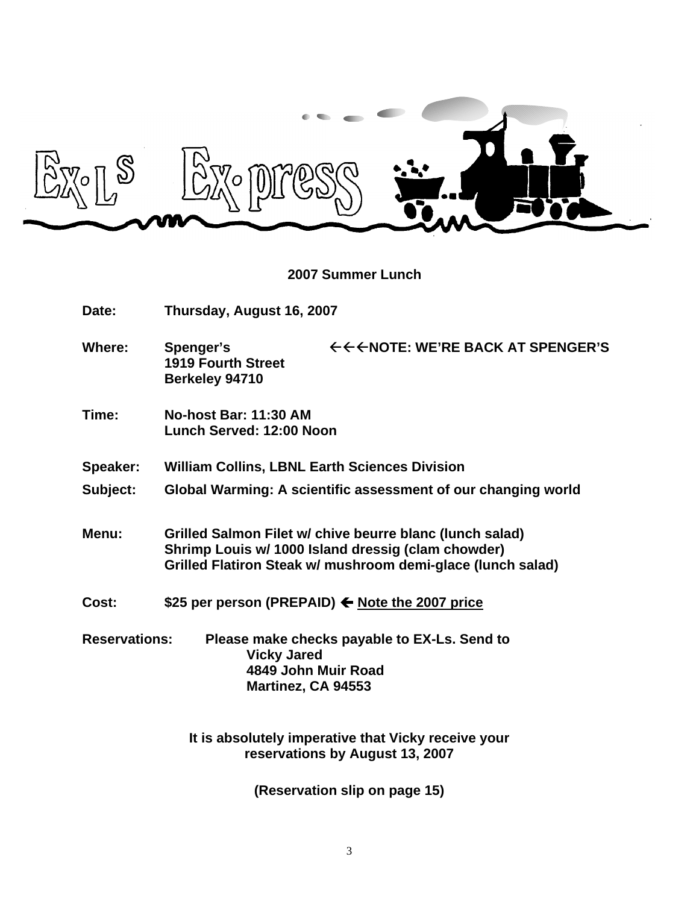Ex·L^S Ex·press

**2007 Summer Lunch**

**Date:** Thursday, August 16, 2007

**Where:** Spenger's ←←←NOTE: WE'RE BACK AT SPENGER'S
1919 Fourth Street
Berkeley 94710

**Time:** No-host Bar: 11:30 AM
Lunch Served: 12:00 Noon

**Speaker:** William Collins, LBNL Earth Sciences Division

**Subject:** Global Warming: A scientific assessment of our changing world

**Menu:** Grilled Salmon Filet w/ chive beurre blanc (lunch salad)
Shrimp Louis w/ 1000 Island dressig (clam chowder)
Grilled Flatiron Steak w/ mushroom demi-glace (lunch salad)

**Cost:** $25 per person (PREPAID) ← <u>Note the 2007 price</u>

**Reservations:** Please make checks payable to EX-Ls. Send to
Vicky Jared
4849 John Muir Road
Martinez, CA 94553

**It is absolutely imperative that Vicky receive your reservations by August 13, 2007**

**(Reservation slip on page 15)**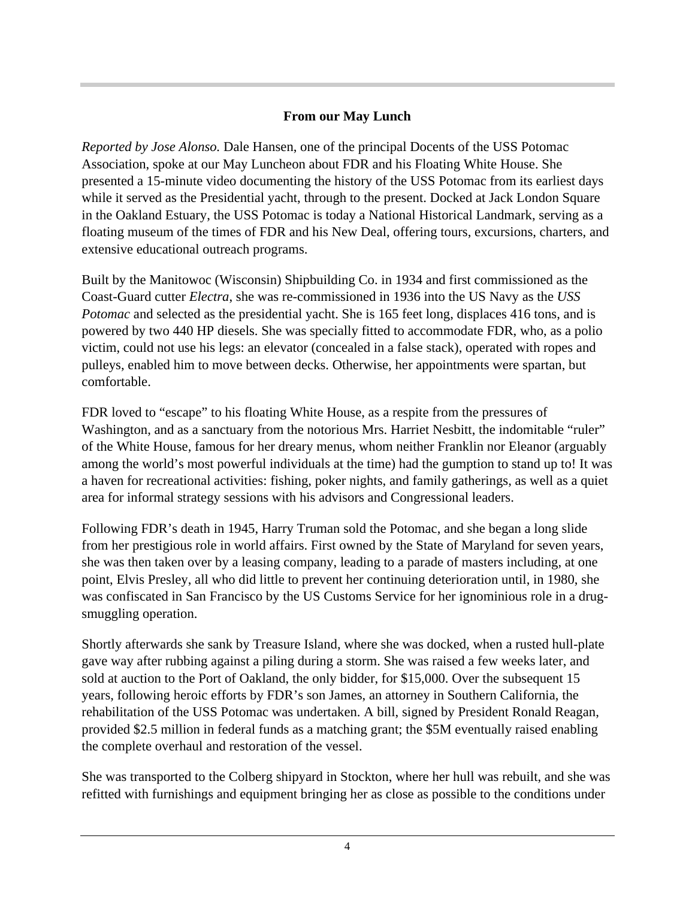## From our May Lunch

*Reported by Jose Alonso.* Dale Hansen, one of the principal Docents of the USS Potomac Association, spoke at our May Luncheon about FDR and his Floating White House. She presented a 15-minute video documenting the history of the USS Potomac from its earliest days while it served as the Presidential yacht, through to the present. Docked at Jack London Square in the Oakland Estuary, the USS Potomac is today a National Historical Landmark, serving as a floating museum of the times of FDR and his New Deal, offering tours, excursions, charters, and extensive educational outreach programs.

Built by the Manitowoc (Wisconsin) Shipbuilding Co. in 1934 and first commissioned as the Coast-Guard cutter *Electra*, she was re-commissioned in 1936 into the US Navy as the *USS Potomac* and selected as the presidential yacht. She is 165 feet long, displaces 416 tons, and is powered by two 440 HP diesels. She was specially fitted to accommodate FDR, who, as a polio victim, could not use his legs: an elevator (concealed in a false stack), operated with ropes and pulleys, enabled him to move between decks. Otherwise, her appointments were spartan, but comfortable.

FDR loved to "escape" to his floating White House, as a respite from the pressures of Washington, and as a sanctuary from the notorious Mrs. Harriet Nesbitt, the indomitable "ruler" of the White House, famous for her dreary menus, whom neither Franklin nor Eleanor (arguably among the world's most powerful individuals at the time) had the gumption to stand up to! It was a haven for recreational activities: fishing, poker nights, and family gatherings, as well as a quiet area for informal strategy sessions with his advisors and Congressional leaders.

Following FDR's death in 1945, Harry Truman sold the Potomac, and she began a long slide from her prestigious role in world affairs. First owned by the State of Maryland for seven years, she was then taken over by a leasing company, leading to a parade of masters including, at one point, Elvis Presley, all who did little to prevent her continuing deterioration until, in 1980, she was confiscated in San Francisco by the US Customs Service for her ignominious role in a drug-smuggling operation.

Shortly afterwards she sank by Treasure Island, where she was docked, when a rusted hull-plate gave way after rubbing against a piling during a storm. She was raised a few weeks later, and sold at auction to the Port of Oakland, the only bidder, for $15,000. Over the subsequent 15 years, following heroic efforts by FDR's son James, an attorney in Southern California, the rehabilitation of the USS Potomac was undertaken. A bill, signed by President Ronald Reagan, provided $2.5 million in federal funds as a matching grant; the $5M eventually raised enabling the complete overhaul and restoration of the vessel.

She was transported to the Colberg shipyard in Stockton, where her hull was rebuilt, and she was refitted with furnishings and equipment bringing her as close as possible to the conditions under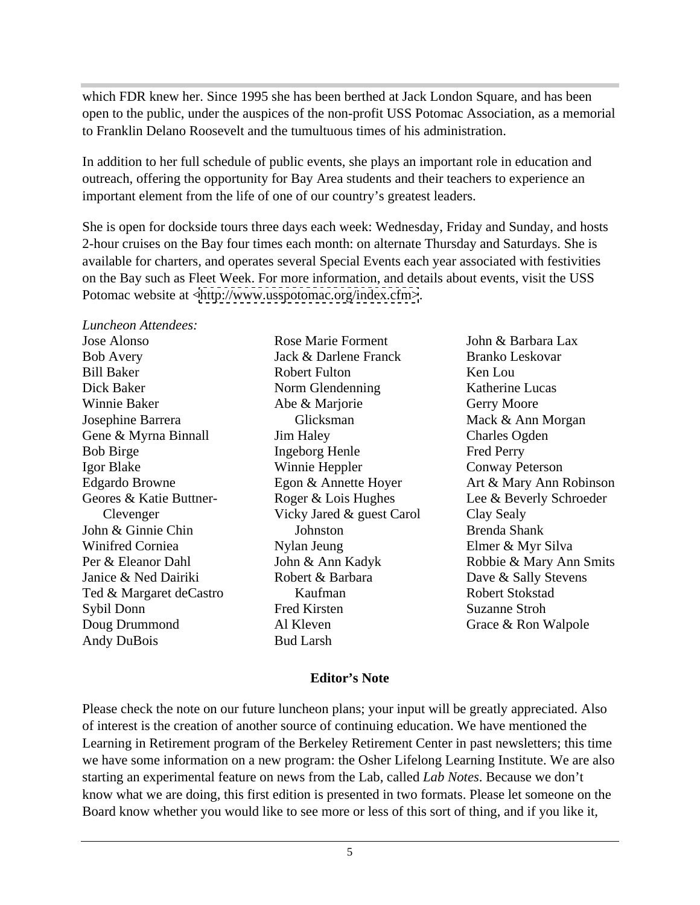which FDR knew her. Since 1995 she has been berthed at Jack London Square, and has been open to the public, under the auspices of the non-profit USS Potomac Association, as a memorial to Franklin Delano Roosevelt and the tumultuous times of his administration.

In addition to her full schedule of public events, she plays an important role in education and outreach, offering the opportunity for Bay Area students and their teachers to experience an important element from the life of one of our country's greatest leaders.

She is open for dockside tours three days each week: Wednesday, Friday and Sunday, and hosts 2-hour cruises on the Bay four times each month: on alternate Thursday and Saturdays. She is available for charters, and operates several Special Events each year associated with festivities on the Bay such as Fleet Week. For more information, and details about events, visit the USS Potomac website at <http://www.usspotomac.org/index.cfm>.

*Luncheon Attendees:*

Jose Alonso
Bob Avery
Bill Baker
Dick Baker
Winnie Baker
Josephine Barrera
Gene & Myrna Binnall
Bob Birge
Igor Blake
Edgardo Browne
Geores & Katie Buttner-Clevenger
John & Ginnie Chin
Winifred Corniea
Per & Eleanor Dahl
Janice & Ned Dairiki
Ted & Margaret deCastro
Sybil Donn
Doug Drummond
Andy DuBois
Rose Marie Forment
Jack & Darlene Franck
Robert Fulton
Norm Glendenning
Abe & Marjorie Glicksman
Jim Haley
Ingeborg Henle
Winnie Heppler
Egon & Annette Hoyer
Roger & Lois Hughes
Vicky Jared & guest Carol Johnston
Nylan Jeung
John & Ann Kadyk
Robert & Barbara Kaufman
Fred Kirsten
Al Kleven
Bud Larsh
John & Barbara Lax
Branko Leskovar
Ken Lou
Katherine Lucas
Gerry Moore
Mack & Ann Morgan
Charles Ogden
Fred Perry
Conway Peterson
Art & Mary Ann Robinson
Lee & Beverly Schroeder
Clay Sealy
Brenda Shank
Elmer & Myr Silva
Robbie & Mary Ann Smits
Dave & Sally Stevens
Robert Stokstad
Suzanne Stroh
Grace & Ron Walpole

## Editor's Note

Please check the note on our future luncheon plans; your input will be greatly appreciated. Also of interest is the creation of another source of continuing education. We have mentioned the Learning in Retirement program of the Berkeley Retirement Center in past newsletters; this time we have some information on a new program: the Osher Lifelong Learning Institute. We are also starting an experimental feature on news from the Lab, called *Lab Notes*. Because we don't know what we are doing, this first edition is presented in two formats. Please let someone on the Board know whether you would like to see more or less of this sort of thing, and if you like it,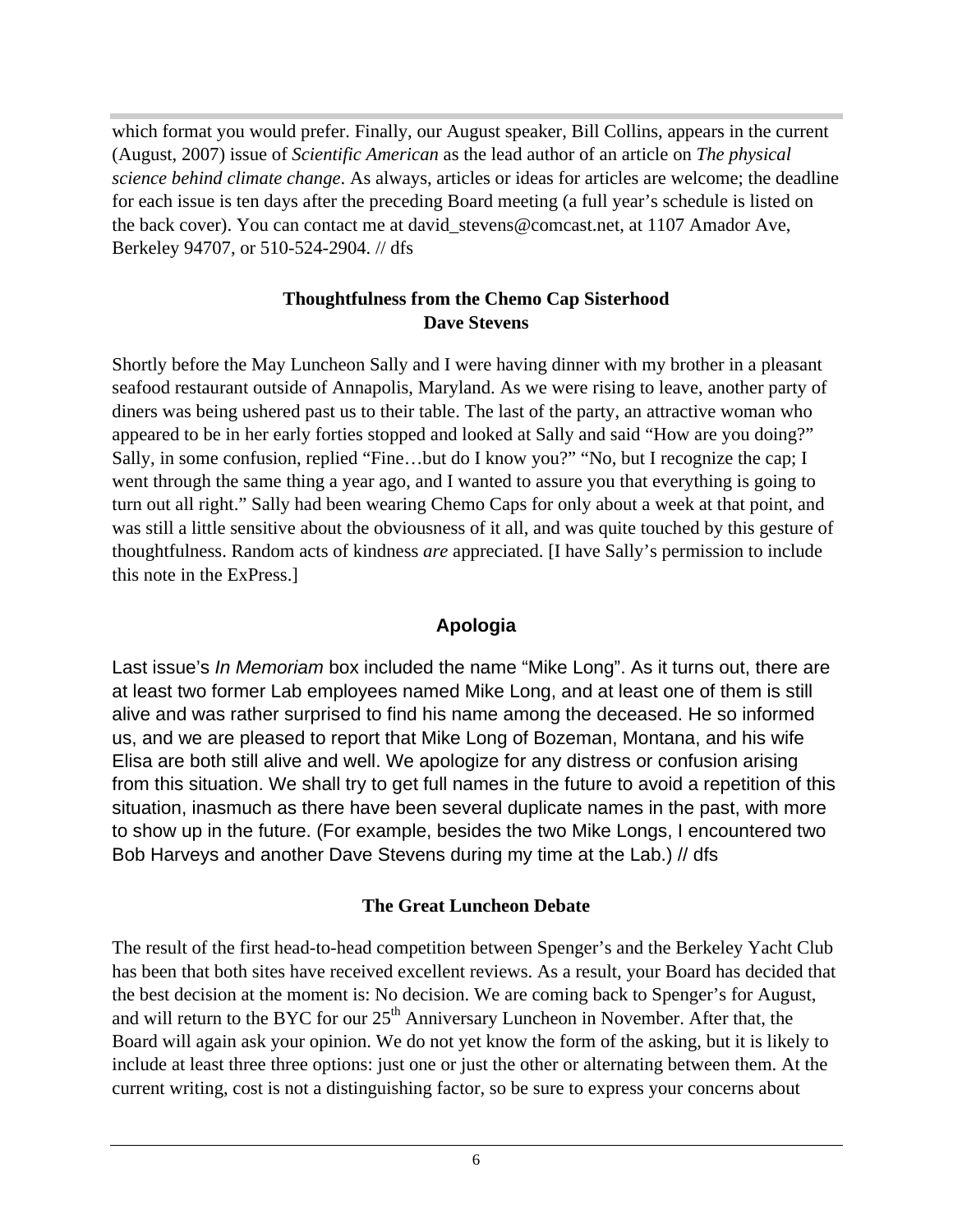which format you would prefer. Finally, our August speaker, Bill Collins, appears in the current (August, 2007) issue of *Scientific American* as the lead author of an article on *The physical science behind climate change*. As always, articles or ideas for articles are welcome; the deadline for each issue is ten days after the preceding Board meeting (a full year's schedule is listed on the back cover). You can contact me at david_stevens@comcast.net, at 1107 Amador Ave, Berkeley 94707, or 510-524-2904. // dfs

### Thoughtfulness from the Chemo Cap Sisterhood
**Dave Stevens**

Shortly before the May Luncheon Sally and I were having dinner with my brother in a pleasant seafood restaurant outside of Annapolis, Maryland. As we were rising to leave, another party of diners was being ushered past us to their table. The last of the party, an attractive woman who appeared to be in her early forties stopped and looked at Sally and said "How are you doing?" Sally, in some confusion, replied "Fine…but do I know you?" "No, but I recognize the cap; I went through the same thing a year ago, and I wanted to assure you that everything is going to turn out all right." Sally had been wearing Chemo Caps for only about a week at that point, and was still a little sensitive about the obviousness of it all, and was quite touched by this gesture of thoughtfulness. Random acts of kindness *are* appreciated. [I have Sally's permission to include this note in the ExPress.]

### Apologia

Last issue's *In Memoriam* box included the name "Mike Long". As it turns out, there are at least two former Lab employees named Mike Long, and at least one of them is still alive and was rather surprised to find his name among the deceased. He so informed us, and we are pleased to report that Mike Long of Bozeman, Montana, and his wife Elisa are both still alive and well. We apologize for any distress or confusion arising from this situation. We shall try to get full names in the future to avoid a repetition of this situation, inasmuch as there have been several duplicate names in the past, with more to show up in the future. (For example, besides the two Mike Longs, I encountered two Bob Harveys and another Dave Stevens during my time at the Lab.) // dfs

### The Great Luncheon Debate

The result of the first head-to-head competition between Spenger's and the Berkeley Yacht Club has been that both sites have received excellent reviews. As a result, your Board has decided that the best decision at the moment is: No decision. We are coming back to Spenger's for August, and will return to the BYC for our 25th Anniversary Luncheon in November. After that, the Board will again ask your opinion. We do not yet know the form of the asking, but it is likely to include at least three three options: just one or just the other or alternating between them. At the current writing, cost is not a distinguishing factor, so be sure to express your concerns about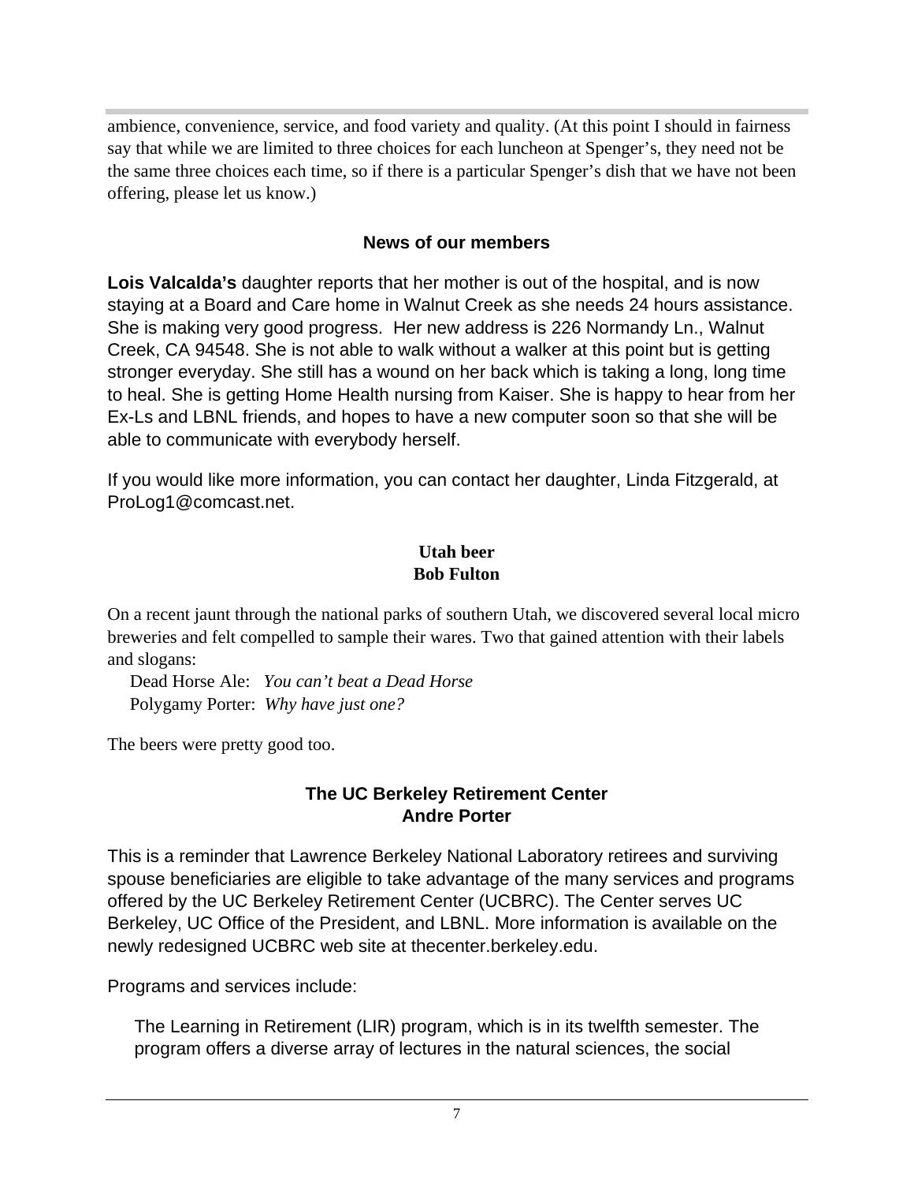ambience, convenience, service, and food variety and quality. (At this point I should in fairness say that while we are limited to three choices for each luncheon at Spenger's, they need not be the same three choices each time, so if there is a particular Spenger's dish that we have not been offering, please let us know.)

## News of our members

**Lois Valcalda's** daughter reports that her mother is out of the hospital, and is now staying at a Board and Care home in Walnut Creek as she needs 24 hours assistance. She is making very good progress. Her new address is 226 Normandy Ln., Walnut Creek, CA 94548. She is not able to walk without a walker at this point but is getting stronger everyday. She still has a wound on her back which is taking a long, long time to heal. She is getting Home Health nursing from Kaiser. She is happy to hear from her Ex-Ls and LBNL friends, and hopes to have a new computer soon so that she will be able to communicate with everybody herself.

If you would like more information, you can contact her daughter, Linda Fitzgerald, at ProLog1@comcast.net.

## Utah beer
**Bob Fulton**

On a recent jaunt through the national parks of southern Utah, we discovered several local micro breweries and felt compelled to sample their wares. Two that gained attention with their labels and slogans:

Dead Horse Ale: *You can't beat a Dead Horse*
Polygamy Porter: *Why have just one?*

The beers were pretty good too.

## The UC Berkeley Retirement Center
**Andre Porter**

This is a reminder that Lawrence Berkeley National Laboratory retirees and surviving spouse beneficiaries are eligible to take advantage of the many services and programs offered by the UC Berkeley Retirement Center (UCBRC). The Center serves UC Berkeley, UC Office of the President, and LBNL. More information is available on the newly redesigned UCBRC web site at thecenter.berkeley.edu.

Programs and services include:

The Learning in Retirement (LIR) program, which is in its twelfth semester. The program offers a diverse array of lectures in the natural sciences, the social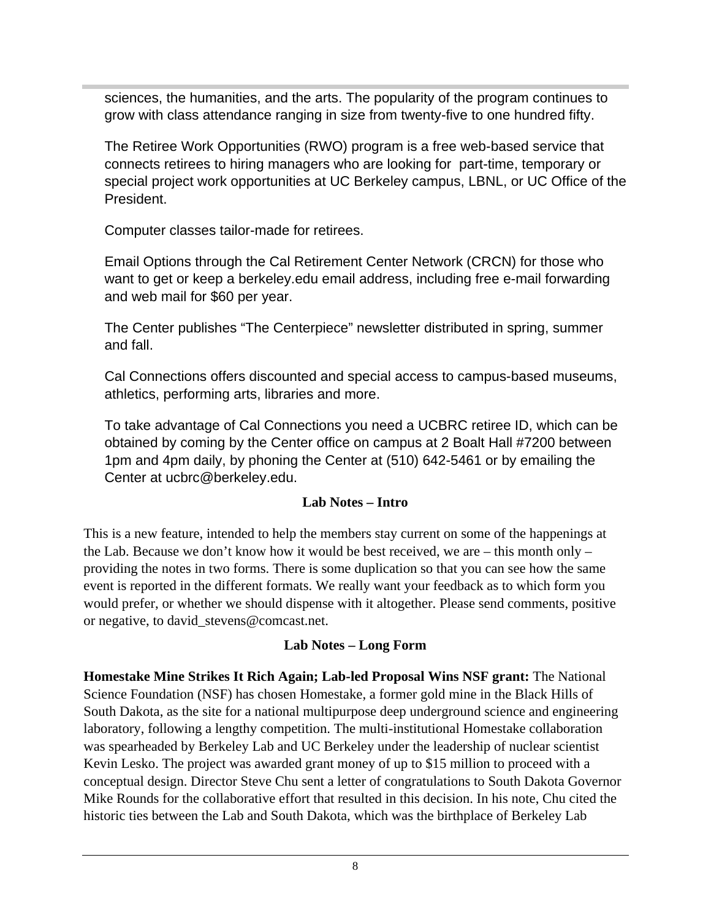sciences, the humanities, and the arts. The popularity of the program continues to grow with class attendance ranging in size from twenty-five to one hundred fifty.

The Retiree Work Opportunities (RWO) program is a free web-based service that connects retirees to hiring managers who are looking for part-time, temporary or special project work opportunities at UC Berkeley campus, LBNL, or UC Office of the President.

Computer classes tailor-made for retirees.

Email Options through the Cal Retirement Center Network (CRCN) for those who want to get or keep a berkeley.edu email address, including free e-mail forwarding and web mail for $60 per year.

The Center publishes "The Centerpiece" newsletter distributed in spring, summer and fall.

Cal Connections offers discounted and special access to campus-based museums, athletics, performing arts, libraries and more.

To take advantage of Cal Connections you need a UCBRC retiree ID, which can be obtained by coming by the Center office on campus at 2 Boalt Hall #7200 between 1pm and 4pm daily, by phoning the Center at (510) 642-5461 or by emailing the Center at ucbrc@berkeley.edu.

## Lab Notes – Intro

This is a new feature, intended to help the members stay current on some of the happenings at the Lab. Because we don't know how it would be best received, we are – this month only – providing the notes in two forms. There is some duplication so that you can see how the same event is reported in the different formats. We really want your feedback as to which form you would prefer, or whether we should dispense with it altogether. Please send comments, positive or negative, to david_stevens@comcast.net.

## Lab Notes – Long Form

**Homestake Mine Strikes It Rich Again; Lab-led Proposal Wins NSF grant:** The National Science Foundation (NSF) has chosen Homestake, a former gold mine in the Black Hills of South Dakota, as the site for a national multipurpose deep underground science and engineering laboratory, following a lengthy competition. The multi-institutional Homestake collaboration was spearheaded by Berkeley Lab and UC Berkeley under the leadership of nuclear scientist Kevin Lesko. The project was awarded grant money of up to $15 million to proceed with a conceptual design. Director Steve Chu sent a letter of congratulations to South Dakota Governor Mike Rounds for the collaborative effort that resulted in this decision. In his note, Chu cited the historic ties between the Lab and South Dakota, which was the birthplace of Berkeley Lab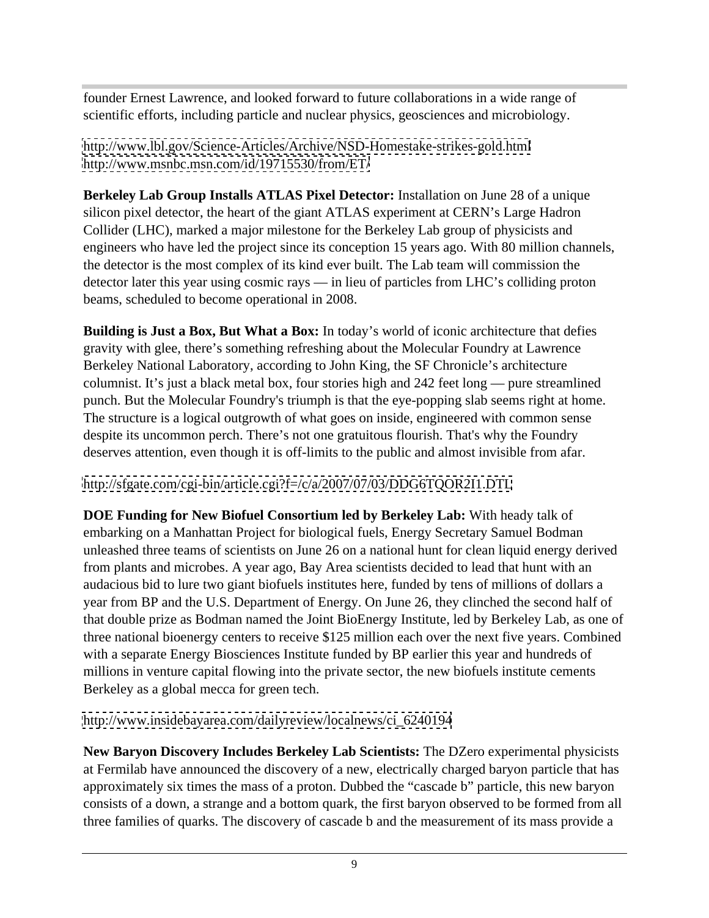founder Ernest Lawrence, and looked forward to future collaborations in a wide range of scientific efforts, including particle and nuclear physics, geosciences and microbiology.

http://www.lbl.gov/Science-Articles/Archive/NSD-Homestake-strikes-gold.html
http://www.msnbc.msn.com/id/19715530/from/ET/

**Berkeley Lab Group Installs ATLAS Pixel Detector:** Installation on June 28 of a unique silicon pixel detector, the heart of the giant ATLAS experiment at CERN's Large Hadron Collider (LHC), marked a major milestone for the Berkeley Lab group of physicists and engineers who have led the project since its conception 15 years ago. With 80 million channels, the detector is the most complex of its kind ever built. The Lab team will commission the detector later this year using cosmic rays — in lieu of particles from LHC's colliding proton beams, scheduled to become operational in 2008.

**Building is Just a Box, But What a Box:** In today's world of iconic architecture that defies gravity with glee, there's something refreshing about the Molecular Foundry at Lawrence Berkeley National Laboratory, according to John King, the SF Chronicle's architecture columnist. It's just a black metal box, four stories high and 242 feet long — pure streamlined punch. But the Molecular Foundry's triumph is that the eye-popping slab seems right at home. The structure is a logical outgrowth of what goes on inside, engineered with common sense despite its uncommon perch. There's not one gratuitous flourish. That's why the Foundry deserves attention, even though it is off-limits to the public and almost invisible from afar.

http://sfgate.com/cgi-bin/article.cgi?f=/c/a/2007/07/03/DDG6TQOR2I1.DTL

**DOE Funding for New Biofuel Consortium led by Berkeley Lab:** With heady talk of embarking on a Manhattan Project for biological fuels, Energy Secretary Samuel Bodman unleashed three teams of scientists on June 26 on a national hunt for clean liquid energy derived from plants and microbes. A year ago, Bay Area scientists decided to lead that hunt with an audacious bid to lure two giant biofuels institutes here, funded by tens of millions of dollars a year from BP and the U.S. Department of Energy. On June 26, they clinched the second half of that double prize as Bodman named the Joint BioEnergy Institute, led by Berkeley Lab, as one of three national bioenergy centers to receive $125 million each over the next five years. Combined with a separate Energy Biosciences Institute funded by BP earlier this year and hundreds of millions in venture capital flowing into the private sector, the new biofuels institute cements Berkeley as a global mecca for green tech.

http://www.insidebayarea.com/dailyreview/localnews/ci_6240194

**New Baryon Discovery Includes Berkeley Lab Scientists:** The DZero experimental physicists at Fermilab have announced the discovery of a new, electrically charged baryon particle that has approximately six times the mass of a proton. Dubbed the "cascade b" particle, this new baryon consists of a down, a strange and a bottom quark, the first baryon observed to be formed from all three families of quarks. The discovery of cascade b and the measurement of its mass provide a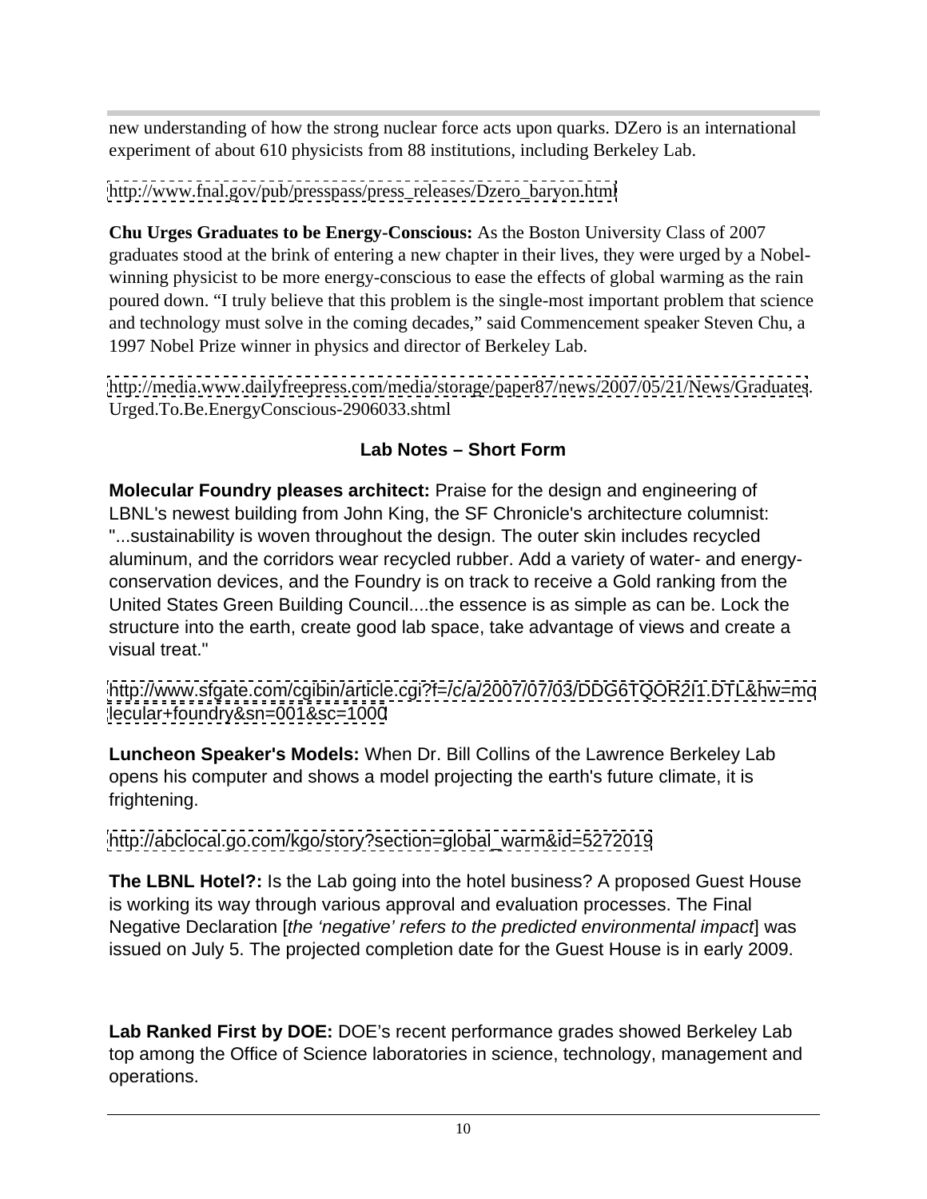new understanding of how the strong nuclear force acts upon quarks. DZero is an international experiment of about 610 physicists from 88 institutions, including Berkeley Lab.

http://www.fnal.gov/pub/presspass/press_releases/Dzero_baryon.html

**Chu Urges Graduates to be Energy-Conscious:** As the Boston University Class of 2007 graduates stood at the brink of entering a new chapter in their lives, they were urged by a Nobel-winning physicist to be more energy-conscious to ease the effects of global warming as the rain poured down. "I truly believe that this problem is the single-most important problem that science and technology must solve in the coming decades," said Commencement speaker Steven Chu, a 1997 Nobel Prize winner in physics and director of Berkeley Lab.

http://media.www.dailyfreepress.com/media/storage/paper87/news/2007/05/21/News/Graduates.Urged.To.Be.EnergyConscious-2906033.shtml

## Lab Notes – Short Form

**Molecular Foundry pleases architect:** Praise for the design and engineering of LBNL's newest building from John King, the SF Chronicle's architecture columnist: "...sustainability is woven throughout the design. The outer skin includes recycled aluminum, and the corridors wear recycled rubber. Add a variety of water- and energy-conservation devices, and the Foundry is on track to receive a Gold ranking from the United States Green Building Council....the essence is as simple as can be. Lock the structure into the earth, create good lab space, take advantage of views and create a visual treat."

http://www.sfgate.com/cgibin/article.cgi?f=/c/a/2007/07/03/DDG6TQOR2I1.DTL&hw=molecular+foundry&sn=001&sc=1000

**Luncheon Speaker's Models:** When Dr. Bill Collins of the Lawrence Berkeley Lab opens his computer and shows a model projecting the earth's future climate, it is frightening.

http://abclocal.go.com/kgo/story?section=global_warm&id=5272019

**The LBNL Hotel?:** Is the Lab going into the hotel business? A proposed Guest House is working its way through various approval and evaluation processes. The Final Negative Declaration [*the 'negative' refers to the predicted environmental impact*] was issued on July 5. The projected completion date for the Guest House is in early 2009.

**Lab Ranked First by DOE:** DOE's recent performance grades showed Berkeley Lab top among the Office of Science laboratories in science, technology, management and operations.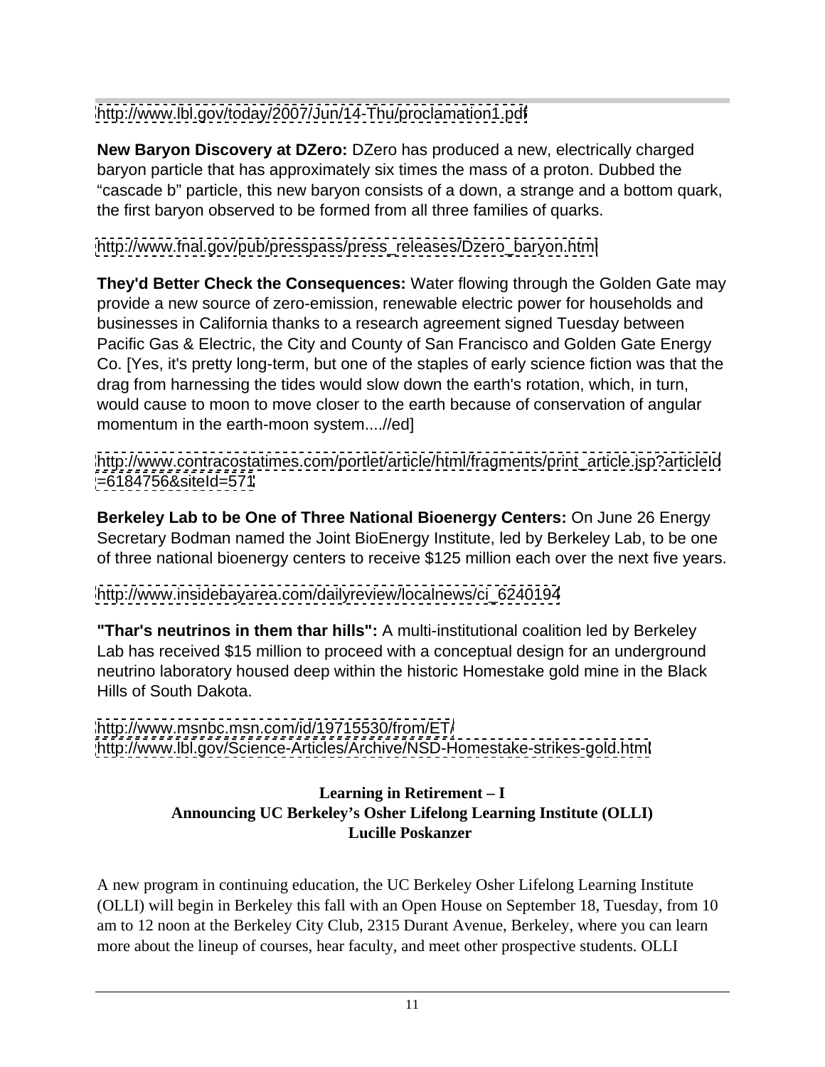http://www.lbl.gov/today/2007/Jun/14-Thu/proclamation1.pdf

**New Baryon Discovery at DZero:** DZero has produced a new, electrically charged baryon particle that has approximately six times the mass of a proton. Dubbed the "cascade b" particle, this new baryon consists of a down, a strange and a bottom quark, the first baryon observed to be formed from all three families of quarks.

http://www.fnal.gov/pub/presspass/press_releases/Dzero_baryon.html

**They'd Better Check the Consequences:** Water flowing through the Golden Gate may provide a new source of zero-emission, renewable electric power for households and businesses in California thanks to a research agreement signed Tuesday between Pacific Gas & Electric, the City and County of San Francisco and Golden Gate Energy Co. [Yes, it's pretty long-term, but one of the staples of early science fiction was that the drag from harnessing the tides would slow down the earth's rotation, which, in turn, would cause to moon to move closer to the earth because of conservation of angular momentum in the earth-moon system....//ed]

http://www.contracostatimes.com/portlet/article/html/fragments/print_article.jsp?articleId=6184756&siteId=571

**Berkeley Lab to be One of Three National Bioenergy Centers:** On June 26 Energy Secretary Bodman named the Joint BioEnergy Institute, led by Berkeley Lab, to be one of three national bioenergy centers to receive $125 million each over the next five years.

http://www.insidebayarea.com/dailyreview/localnews/ci_6240194

**"Thar's neutrinos in them thar hills":** A multi-institutional coalition led by Berkeley Lab has received $15 million to proceed with a conceptual design for an underground neutrino laboratory housed deep within the historic Homestake gold mine in the Black Hills of South Dakota.

http://www.msnbc.msn.com/id/19715530/from/ET/
http://www.lbl.gov/Science-Articles/Archive/NSD-Homestake-strikes-gold.html

## Learning in Retirement – I
## Announcing UC Berkeley's Osher Lifelong Learning Institute (OLLI)
**Lucille Poskanzer**

A new program in continuing education, the UC Berkeley Osher Lifelong Learning Institute (OLLI) will begin in Berkeley this fall with an Open House on September 18, Tuesday, from 10 am to 12 noon at the Berkeley City Club, 2315 Durant Avenue, Berkeley, where you can learn more about the lineup of courses, hear faculty, and meet other prospective students. OLLI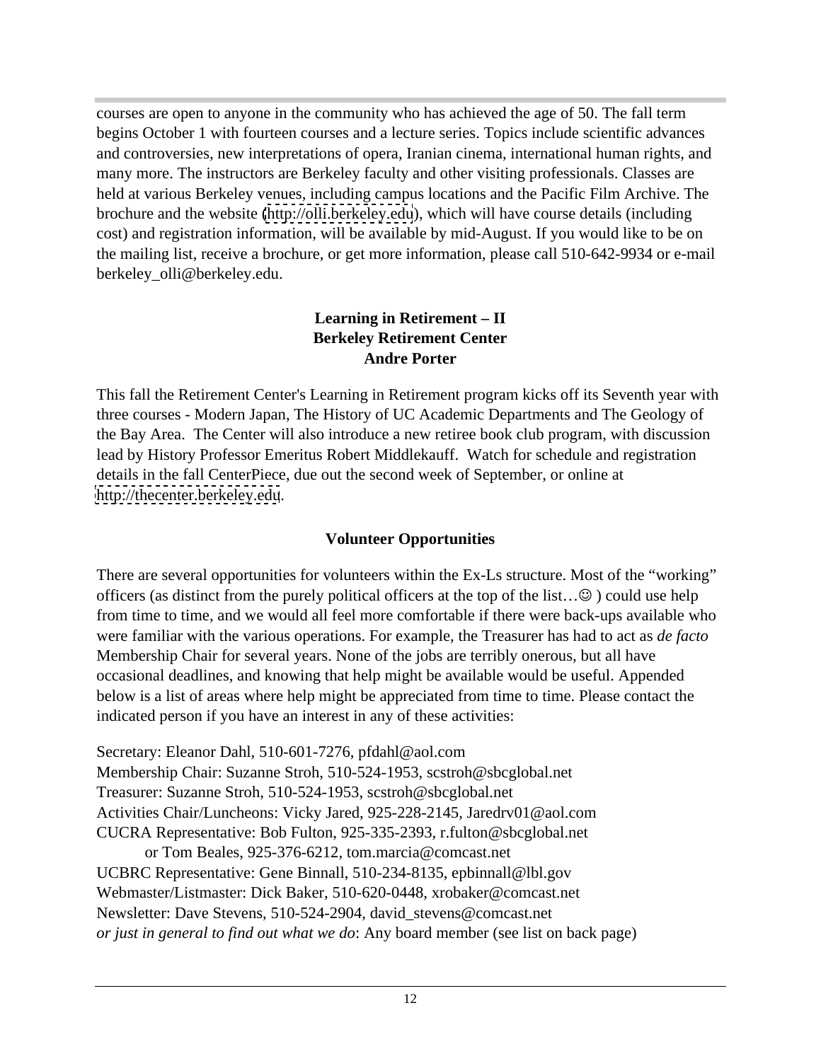courses are open to anyone in the community who has achieved the age of 50. The fall term begins October 1 with fourteen courses and a lecture series. Topics include scientific advances and controversies, new interpretations of opera, Iranian cinema, international human rights, and many more. The instructors are Berkeley faculty and other visiting professionals. Classes are held at various Berkeley venues, including campus locations and the Pacific Film Archive. The brochure and the website (http://olli.berkeley.edu), which will have course details (including cost) and registration information, will be available by mid-August. If you would like to be on the mailing list, receive a brochure, or get more information, please call 510-642-9934 or e-mail berkeley_olli@berkeley.edu.

## Learning in Retirement – II
### Berkeley Retirement Center
### Andre Porter

This fall the Retirement Center's Learning in Retirement program kicks off its Seventh year with three courses - Modern Japan, The History of UC Academic Departments and The Geology of the Bay Area. The Center will also introduce a new retiree book club program, with discussion lead by History Professor Emeritus Robert Middlekauff. Watch for schedule and registration details in the fall CenterPiece, due out the second week of September, or online at http://thecenter.berkeley.edu.

## Volunteer Opportunities

There are several opportunities for volunteers within the Ex-Ls structure. Most of the "working" officers (as distinct from the purely political officers at the top of the list…☺ ) could use help from time to time, and we would all feel more comfortable if there were back-ups available who were familiar with the various operations. For example, the Treasurer has had to act as *de facto* Membership Chair for several years. None of the jobs are terribly onerous, but all have occasional deadlines, and knowing that help might be available would be useful. Appended below is a list of areas where help might be appreciated from time to time. Please contact the indicated person if you have an interest in any of these activities:

Secretary: Eleanor Dahl, 510-601-7276, pfdahl@aol.com
Membership Chair: Suzanne Stroh, 510-524-1953, scstroh@sbcglobal.net
Treasurer: Suzanne Stroh, 510-524-1953, scstroh@sbcglobal.net
Activities Chair/Luncheons: Vicky Jared, 925-228-2145, Jaredrv01@aol.com
CUCRA Representative: Bob Fulton, 925-335-2393, r.fulton@sbcglobal.net
    or Tom Beales, 925-376-6212, tom.marcia@comcast.net
UCBRC Representative: Gene Binnall, 510-234-8135, epbinnall@lbl.gov
Webmaster/Listmaster: Dick Baker, 510-620-0448, xrobaker@comcast.net
Newsletter: Dave Stevens, 510-524-2904, david_stevens@comcast.net
*or just in general to find out what we do*: Any board member (see list on back page)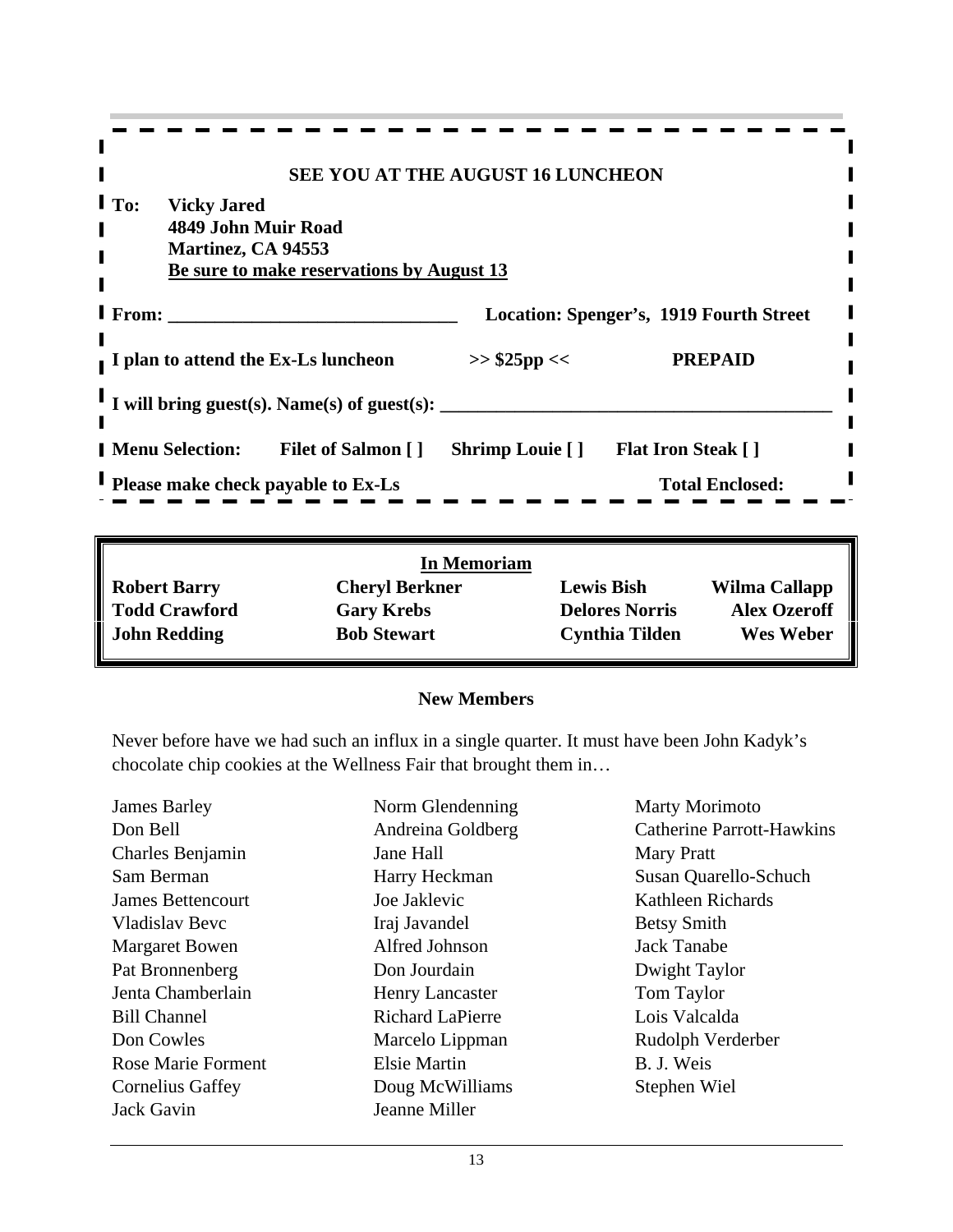**SEE YOU AT THE AUGUST 16 LUNCHEON**

**To: Vicky Jared**
**4849 John Muir Road**
**Martinez, CA 94553**
**Be sure to make reservations by August 13**

**From: \_\_\_\_\_\_\_\_\_\_\_\_\_\_\_\_\_\_\_\_\_\_\_\_\_\_\_\_\_\_** **Location: Spenger's, 1919 Fourth Street**

**I plan to attend the Ex-Ls luncheon >> $25pp << PREPAID**

**I will bring guest(s). Name(s) of guest(s): \_\_\_\_\_\_\_\_\_\_\_\_\_\_\_\_\_\_\_\_\_\_\_\_\_\_\_\_\_\_\_\_\_\_\_\_\_\_\_\_**

**Menu Selection: Filet of Salmon [ ] Shrimp Louie [ ] Flat Iron Steak [ ]**

**Please make check payable to Ex-Ls** **Total Enclosed:**

## In Memoriam

| | | | |
|---|---|---|---|
| **Robert Barry** | **Cheryl Berkner** | **Lewis Bish** | **Wilma Callapp** |
| **Todd Crawford** | **Gary Krebs** | **Delores Norris** | **Alex Ozeroff** |
| **John Redding** | **Bob Stewart** | **Cynthia Tilden** | **Wes Weber** |

## New Members

Never before have we had such an influx in a single quarter. It must have been John Kadyk's chocolate chip cookies at the Wellness Fair that brought them in…

James Barley
Don Bell
Charles Benjamin
Sam Berman
James Bettencourt
Vladislav Bevc
Margaret Bowen
Pat Bronnenberg
Jenta Chamberlain
Bill Channel
Don Cowles
Rose Marie Forment
Cornelius Gaffey
Jack Gavin
Norm Glendenning
Andreina Goldberg
Jane Hall
Harry Heckman
Joe Jaklevic
Iraj Javandel
Alfred Johnson
Don Jourdain
Henry Lancaster
Richard LaPierre
Marcelo Lippman
Elsie Martin
Doug McWilliams
Jeanne Miller
Marty Morimoto
Catherine Parrott-Hawkins
Mary Pratt
Susan Quarello-Schuch
Kathleen Richards
Betsy Smith
Jack Tanabe
Dwight Taylor
Tom Taylor
Lois Valcalda
Rudolph Verderber
B. J. Weis
Stephen Wiel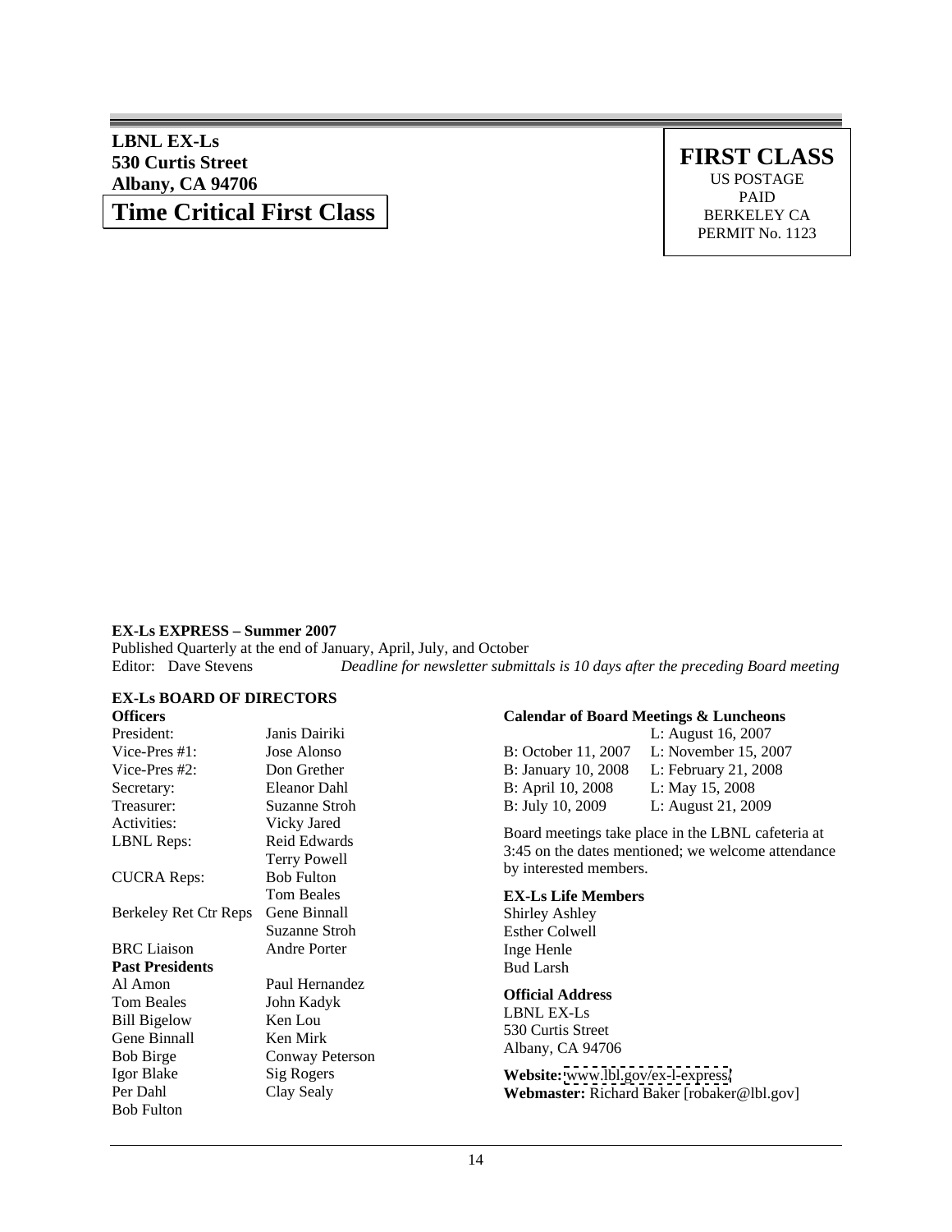**LBNL EX-Ls**
**530 Curtis Street**
**Albany, CA 94706**

**Time Critical First Class**

**FIRST CLASS**
US POSTAGE
PAID
BERKELEY CA
PERMIT No. 1123

**EX-Ls EXPRESS – Summer 2007**
Published Quarterly at the end of January, April, July, and October
Editor: Dave Stevens *Deadline for newsletter submittals is 10 days after the preceding Board meeting*

**EX-Ls BOARD OF DIRECTORS**

**Officers**

| | |
|---|---|
| President: | Janis Dairiki |
| Vice-Pres #1: | Jose Alonso |
| Vice-Pres #2: | Don Grether |
| Secretary: | Eleanor Dahl |
| Treasurer: | Suzanne Stroh |
| Activities: | Vicky Jared |
| LBNL Reps: | Reid Edwards |
| | Terry Powell |
| CUCRA Reps: | Bob Fulton |
| | Tom Beales |
| Berkeley Ret Ctr Reps | Gene Binnall |
| | Suzanne Stroh |
| BRC Liaison | Andre Porter |

**Past Presidents**

| | |
|---|---|
| Al Amon | Paul Hernandez |
| Tom Beales | John Kadyk |
| Bill Bigelow | Ken Lou |
| Gene Binnall | Ken Mirk |
| Bob Birge | Conway Peterson |
| Igor Blake | Sig Rogers |
| Per Dahl | Clay Sealy |
| Bob Fulton | |

**Calendar of Board Meetings & Luncheons**

| | |
|---|---|
| | L: August 16, 2007 |
| B: October 11, 2007 | L: November 15, 2007 |
| B: January 10, 2008 | L: February 21, 2008 |
| B: April 10, 2008 | L: May 15, 2008 |
| B: July 10, 2009 | L: August 21, 2009 |

Board meetings take place in the LBNL cafeteria at 3:45 on the dates mentioned; we welcome attendance by interested members.

**EX-Ls Life Members**
Shirley Ashley
Esther Colwell
Inge Henle
Bud Larsh

**Official Address**
LBNL EX-Ls
530 Curtis Street
Albany, CA 94706

**Website:** www.lbl.gov/ex-l-express/
**Webmaster:** Richard Baker [robaker@lbl.gov]